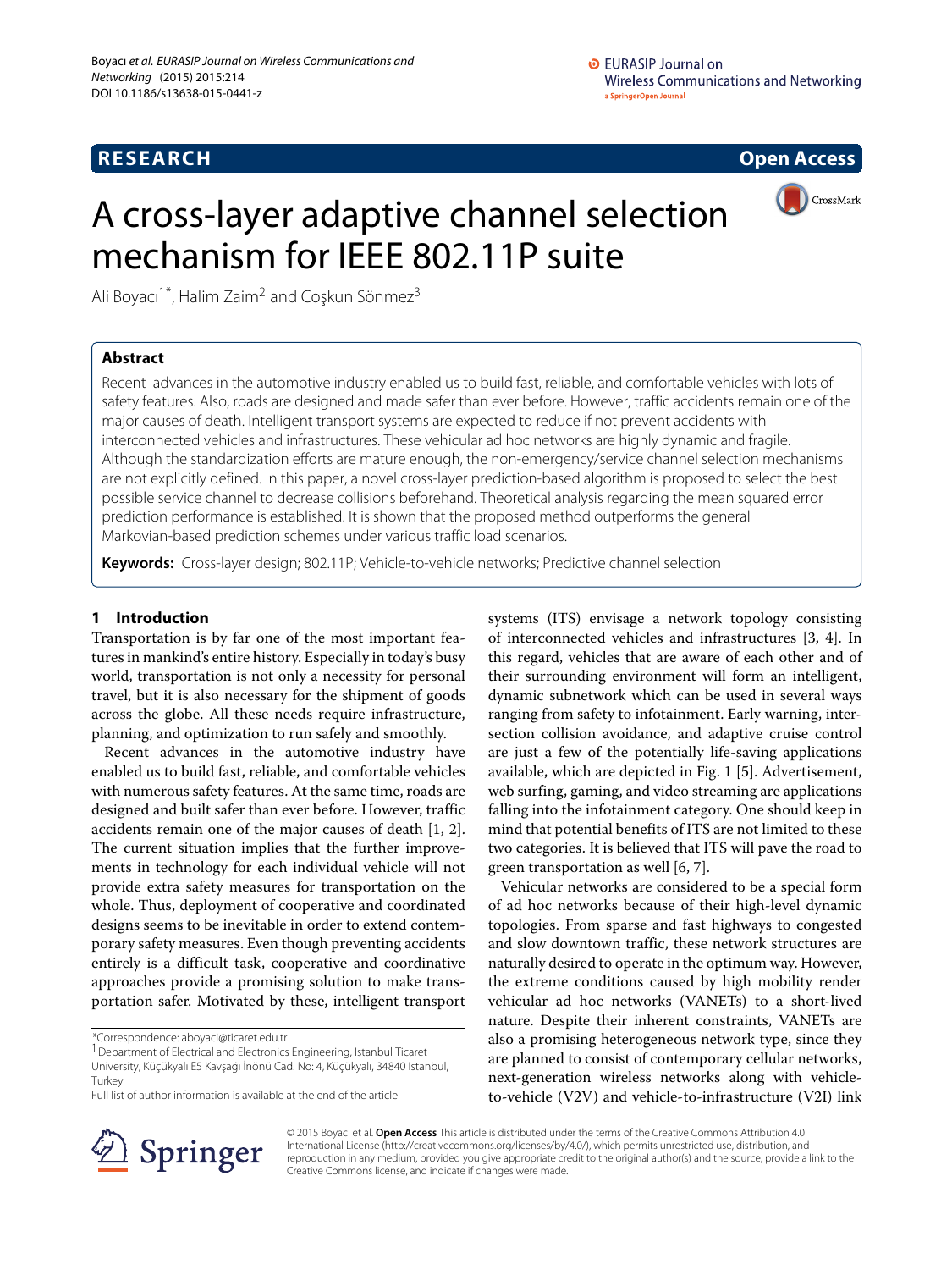**RESEARCH** **Open Access**

# A cross-layer adaptive channel selection mechanism for IEEE 802.11P suite

Ali Boyacı[1*], Halim Zaim[2] and Coşkun Sönmez[3]

## Abstract

Recent advances in the automotive industry enabled us to build fast, reliable, and comfortable vehicles with lots of safety features. Also, roads are designed and made safer than ever before. However, traffic accidents remain one of the major causes of death. Intelligent transport systems are expected to reduce if not prevent accidents with interconnected vehicles and infrastructures. These vehicular ad hoc networks are highly dynamic and fragile. Although the standardization efforts are mature enough, the non-emergency/service channel selection mechanisms are not explicitly defined. In this paper, a novel cross-layer prediction-based algorithm is proposed to select the best possible service channel to decrease collisions beforehand. Theoretical analysis regarding the mean squared error prediction performance is established. It is shown that the proposed method outperforms the general Markovian-based prediction schemes under various traffic load scenarios.

**Keywords:** Cross-layer design; 802.11P; Vehicle-to-vehicle networks; Predictive channel selection

## 1 Introduction

Transportation is by far one of the most important features in mankind's entire history. Especially in today's busy world, transportation is not only a necessity for personal travel, but it is also necessary for the shipment of goods across the globe. All these needs require infrastructure, planning, and optimization to run safely and smoothly.

Recent advances in the automotive industry have enabled us to build fast, reliable, and comfortable vehicles with numerous safety features. At the same time, roads are designed and built safer than ever before. However, traffic accidents remain one of the major causes of death [1, 2]. The current situation implies that the further improvements in technology for each individual vehicle will not provide extra safety measures for transportation on the whole. Thus, deployment of cooperative and coordinated designs seems to be inevitable in order to extend contemporary safety measures. Even though preventing accidents entirely is a difficult task, cooperative and coordinative approaches provide a promising solution to make transportation safer. Motivated by these, intelligent transport systems (ITS) envisage a network topology consisting of interconnected vehicles and infrastructures [3, 4]. In this regard, vehicles that are aware of each other and of their surrounding environment will form an intelligent, dynamic subnetwork which can be used in several ways ranging from safety to infotainment. Early warning, intersection collision avoidance, and adaptive cruise control are just a few of the potentially life-saving applications available, which are depicted in Fig. 1 [5]. Advertisement, web surfing, gaming, and video streaming are applications falling into the infotainment category. One should keep in mind that potential benefits of ITS are not limited to these two categories. It is believed that ITS will pave the road to green transportation as well [6, 7].

Vehicular networks are considered to be a special form of ad hoc networks because of their high-level dynamic topologies. From sparse and fast highways to congested and slow downtown traffic, these network structures are naturally desired to operate in the optimum way. However, the extreme conditions caused by high mobility render vehicular ad hoc networks (VANETs) to a short-lived nature. Despite their inherent constraints, VANETs are also a promising heterogeneous network type, since they are planned to consist of contemporary cellular networks, next-generation wireless networks along with vehicle-to-vehicle (V2V) and vehicle-to-infrastructure (V2I) link

*Correspondence: aboyaci@ticaret.edu.tr
[1] Department of Electrical and Electronics Engineering, Istanbul Ticaret University, Küçükyalı E5 Kavşağı İnönü Cad. No: 4, Küçükyalı, 34840 Istanbul, Turkey
Full list of author information is available at the end of the article

© 2015 Boyacı et al. **Open Access** This article is distributed under the terms of the Creative Commons Attribution 4.0 International License (http://creativecommons.org/licenses/by/4.0/), which permits unrestricted use, distribution, and reproduction in any medium, provided you give appropriate credit to the original author(s) and the source, provide a link to the Creative Commons license, and indicate if changes were made.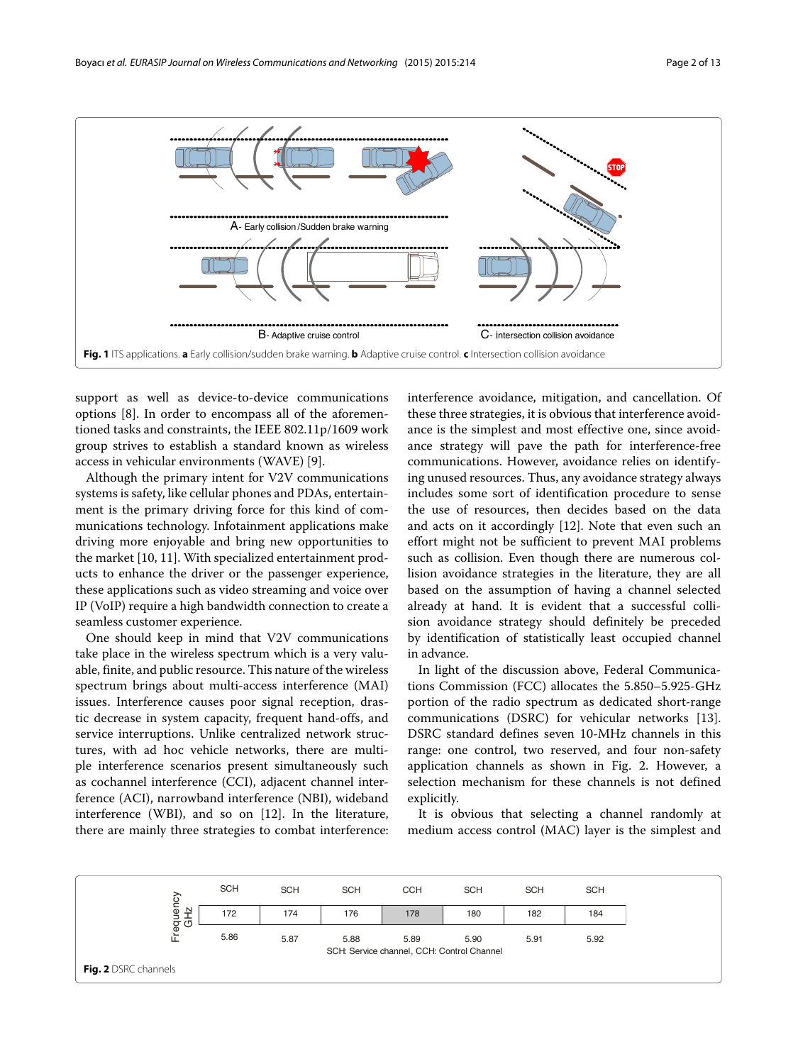Fig. 1 ITS applications. **a** Early collision/sudden brake warning. **b** Adaptive cruise control. **c** Intersection collision avoidance

support as well as device-to-device communications options [8]. In order to encompass all of the aforementioned tasks and constraints, the IEEE 802.11p/1609 work group strives to establish a standard known as wireless access in vehicular environments (WAVE) [9].

Although the primary intent for V2V communications systems is safety, like cellular phones and PDAs, entertainment is the primary driving force for this kind of communications technology. Infotainment applications make driving more enjoyable and bring new opportunities to the market [10, 11]. With specialized entertainment products to enhance the driver or the passenger experience, these applications such as video streaming and voice over IP (VoIP) require a high bandwidth connection to create a seamless customer experience.

One should keep in mind that V2V communications take place in the wireless spectrum which is a very valuable, finite, and public resource. This nature of the wireless spectrum brings about multi-access interference (MAI) issues. Interference causes poor signal reception, drastic decrease in system capacity, frequent hand-offs, and service interruptions. Unlike centralized network structures, with ad hoc vehicle networks, there are multiple interference scenarios present simultaneously such as cochannel interference (CCI), adjacent channel interference (ACI), narrowband interference (NBI), wideband interference (WBI), and so on [12]. In the literature, there are mainly three strategies to combat interference: interference avoidance, mitigation, and cancellation. Of these three strategies, it is obvious that interference avoidance is the simplest and most effective one, since avoidance strategy will pave the path for interference-free communications. However, avoidance relies on identifying unused resources. Thus, any avoidance strategy always includes some sort of identification procedure to sense the use of resources, then decides based on the data and acts on it accordingly [12]. Note that even such an effort might not be sufficient to prevent MAI problems such as collision. Even though there are numerous collision avoidance strategies in the literature, they are all based on the assumption of having a channel selected already at hand. It is evident that a successful collision avoidance strategy should definitely be preceded by identification of statistically least occupied channel in advance.

In light of the discussion above, Federal Communications Commission (FCC) allocates the 5.850–5.925-GHz portion of the radio spectrum as dedicated short-range communications (DSRC) for vehicular networks [13]. DSRC standard defines seven 10-MHz channels in this range: one control, two reserved, and four non-safety application channels as shown in Fig. 2. However, a selection mechanism for these channels is not defined explicitly.

It is obvious that selecting a channel randomly at medium access control (MAC) layer is the simplest and

| | SCH | SCH | SCH | CCH | SCH | SCH | SCH |
|---|---|---|---|---|---|---|---|
| Channel | 172 | 174 | 176 | 178 | 180 | 182 | 184 |
| Frequency GHz | 5.86 | 5.87 | 5.88 | 5.89 | 5.90 | 5.91 | 5.92 |

SCH: Service channel, CCH: Control Channel

Fig. 2 DSRC channels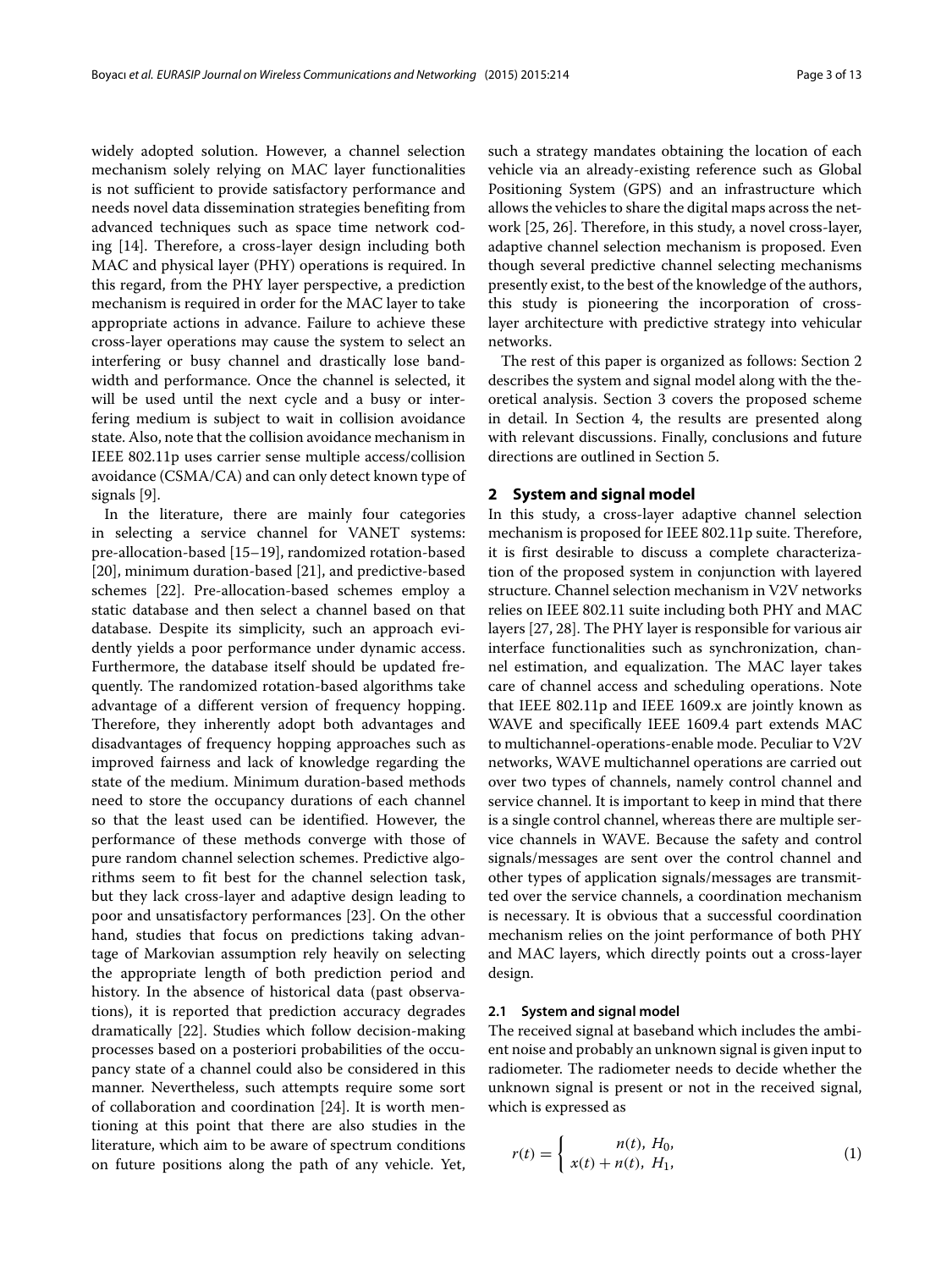widely adopted solution. However, a channel selection mechanism solely relying on MAC layer functionalities is not sufficient to provide satisfactory performance and needs novel data dissemination strategies benefiting from advanced techniques such as space time network coding [14]. Therefore, a cross-layer design including both MAC and physical layer (PHY) operations is required. In this regard, from the PHY layer perspective, a prediction mechanism is required in order for the MAC layer to take appropriate actions in advance. Failure to achieve these cross-layer operations may cause the system to select an interfering or busy channel and drastically lose bandwidth and performance. Once the channel is selected, it will be used until the next cycle and a busy or interfering medium is subject to wait in collision avoidance state. Also, note that the collision avoidance mechanism in IEEE 802.11p uses carrier sense multiple access/collision avoidance (CSMA/CA) and can only detect known type of signals [9].

In the literature, there are mainly four categories in selecting a service channel for VANET systems: pre-allocation-based [15–19], randomized rotation-based [20], minimum duration-based [21], and predictive-based schemes [22]. Pre-allocation-based schemes employ a static database and then select a channel based on that database. Despite its simplicity, such an approach evidently yields a poor performance under dynamic access. Furthermore, the database itself should be updated frequently. The randomized rotation-based algorithms take advantage of a different version of frequency hopping. Therefore, they inherently adopt both advantages and disadvantages of frequency hopping approaches such as improved fairness and lack of knowledge regarding the state of the medium. Minimum duration-based methods need to store the occupancy durations of each channel so that the least used can be identified. However, the performance of these methods converge with those of pure random channel selection schemes. Predictive algorithms seem to fit best for the channel selection task, but they lack cross-layer and adaptive design leading to poor and unsatisfactory performances [23]. On the other hand, studies that focus on predictions taking advantage of Markovian assumption rely heavily on selecting the appropriate length of both prediction period and history. In the absence of historical data (past observations), it is reported that prediction accuracy degrades dramatically [22]. Studies which follow decision-making processes based on a posteriori probabilities of the occupancy state of a channel could also be considered in this manner. Nevertheless, such attempts require some sort of collaboration and coordination [24]. It is worth mentioning at this point that there are also studies in the literature, which aim to be aware of spectrum conditions on future positions along the path of any vehicle. Yet, such a strategy mandates obtaining the location of each vehicle via an already-existing reference such as Global Positioning System (GPS) and an infrastructure which allows the vehicles to share the digital maps across the network [25, 26]. Therefore, in this study, a novel cross-layer, adaptive channel selection mechanism is proposed. Even though several predictive channel selecting mechanisms presently exist, to the best of the knowledge of the authors, this study is pioneering the incorporation of cross-layer architecture with predictive strategy into vehicular networks.

The rest of this paper is organized as follows: Section 2 describes the system and signal model along with the theoretical analysis. Section 3 covers the proposed scheme in detail. In Section 4, the results are presented along with relevant discussions. Finally, conclusions and future directions are outlined in Section 5.

## 2 System and signal model

In this study, a cross-layer adaptive channel selection mechanism is proposed for IEEE 802.11p suite. Therefore, it is first desirable to discuss a complete characterization of the proposed system in conjunction with layered structure. Channel selection mechanism in V2V networks relies on IEEE 802.11 suite including both PHY and MAC layers [27, 28]. The PHY layer is responsible for various air interface functionalities such as synchronization, channel estimation, and equalization. The MAC layer takes care of channel access and scheduling operations. Note that IEEE 802.11p and IEEE 1609.x are jointly known as WAVE and specifically IEEE 1609.4 part extends MAC to multichannel-operations-enable mode. Peculiar to V2V networks, WAVE multichannel operations are carried out over two types of channels, namely control channel and service channel. It is important to keep in mind that there is a single control channel, whereas there are multiple service channels in WAVE. Because the safety and control signals/messages are sent over the control channel and other types of application signals/messages are transmitted over the service channels, a coordination mechanism is necessary. It is obvious that a successful coordination mechanism relies on the joint performance of both PHY and MAC layers, which directly points out a cross-layer design.

### 2.1 System and signal model

The received signal at baseband which includes the ambient noise and probably an unknown signal is given input to radiometer. The radiometer needs to decide whether the unknown signal is present or not in the received signal, which is expressed as

$$r(t) = \begin{cases} n(t), \; H_0, \\ x(t) + n(t), \; H_1, \end{cases} \tag{1}$$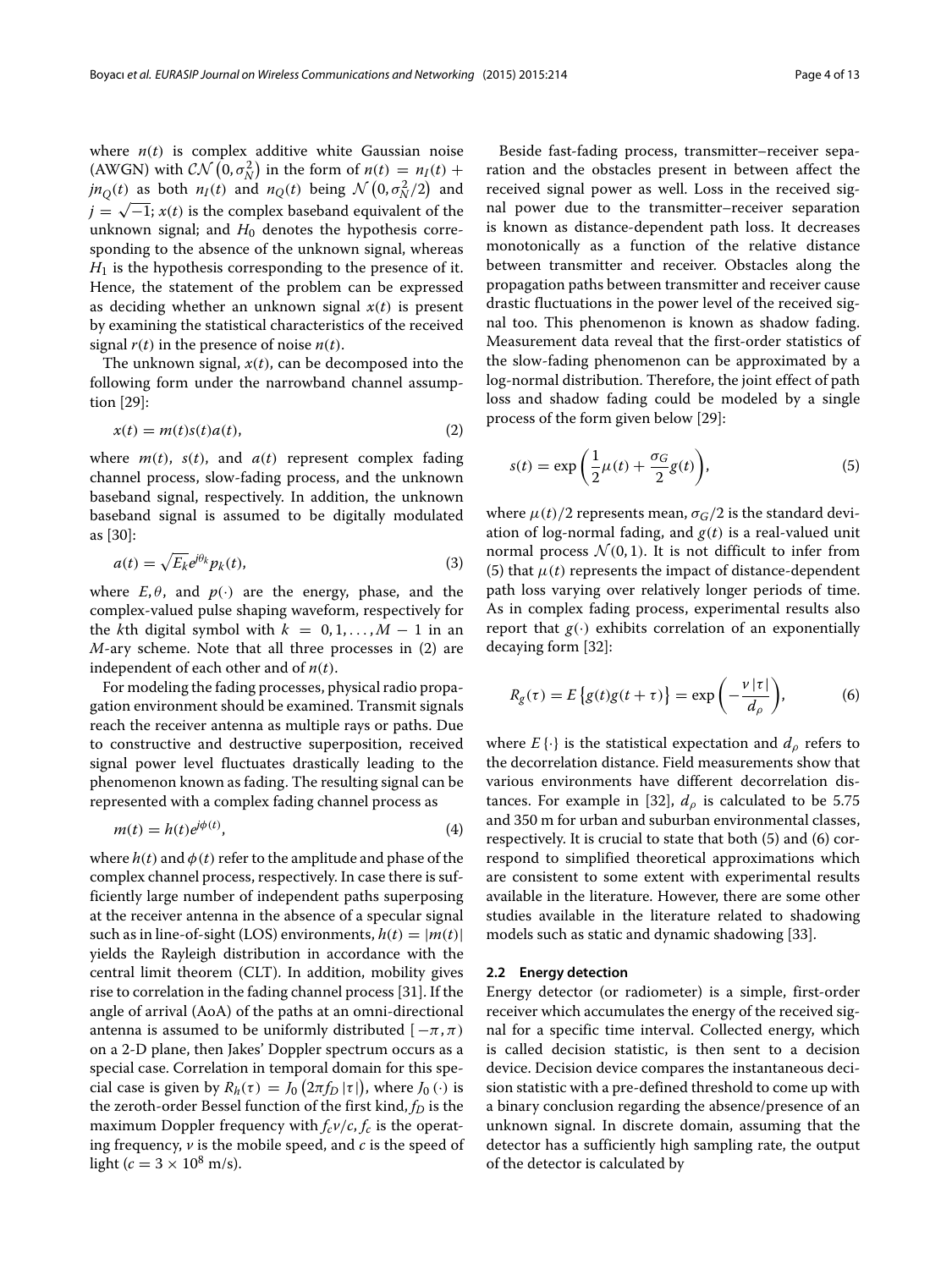where $n(t)$ is complex additive white Gaussian noise (AWGN) with $\mathcal{CN}\left(0, \sigma_N^2\right)$ in the form of $n(t) = n_I(t) + jn_Q(t)$ as both $n_I(t)$ and $n_Q(t)$ being $\mathcal{N}\left(0, \sigma_N^2/2\right)$ and $j = \sqrt{-1}$; $x(t)$ is the complex baseband equivalent of the unknown signal; and $H_0$ denotes the hypothesis corresponding to the absence of the unknown signal, whereas $H_1$ is the hypothesis corresponding to the presence of it. Hence, the statement of the problem can be expressed as deciding whether an unknown signal $x(t)$ is present by examining the statistical characteristics of the received signal $r(t)$ in the presence of noise $n(t)$.

The unknown signal, $x(t)$, can be decomposed into the following form under the narrowband channel assumption [29]:

$$x(t) = m(t)s(t)a(t), \tag{2}$$

where $m(t)$, $s(t)$, and $a(t)$ represent complex fading channel process, slow-fading process, and the unknown baseband signal, respectively. In addition, the unknown baseband signal is assumed to be digitally modulated as [30]:

$$a(t) = \sqrt{E_k} e^{j\theta_k} p_k(t), \tag{3}$$

where $E$, $\theta$, and $p(\cdot)$ are the energy, phase, and the complex-valued pulse shaping waveform, respectively for the $k$th digital symbol with $k = 0, 1, \ldots, M-1$ in an $M$-ary scheme. Note that all three processes in (2) are independent of each other and of $n(t)$.

For modeling the fading processes, physical radio propagation environment should be examined. Transmit signals reach the receiver antenna as multiple rays or paths. Due to constructive and destructive superposition, received signal power level fluctuates drastically leading to the phenomenon known as fading. The resulting signal can be represented with a complex fading channel process as

$$m(t) = h(t)e^{j\phi(t)}, \tag{4}$$

where $h(t)$ and $\phi(t)$ refer to the amplitude and phase of the complex channel process, respectively. In case there is sufficiently large number of independent paths superposing at the receiver antenna in the absence of a specular signal such as in line-of-sight (LOS) environments, $h(t) = |m(t)|$ yields the Rayleigh distribution in accordance with the central limit theorem (CLT). In addition, mobility gives rise to correlation in the fading channel process [31]. If the angle of arrival (AoA) of the paths at an omni-directional antenna is assumed to be uniformly distributed $[-\pi, \pi)$ on a 2-D plane, then Jakes' Doppler spectrum occurs as a special case. Correlation in temporal domain for this special case is given by $R_h(\tau) = J_0\left(2\pi f_D |\tau|\right)$, where $J_0(\cdot)$ is the zeroth-order Bessel function of the first kind, $f_D$ is the maximum Doppler frequency with $f_c\nu/c$, $f_c$ is the operating frequency, $\nu$ is the mobile speed, and $c$ is the speed of light ($c = 3 \times 10^8$ m/s).

Beside fast-fading process, transmitter–receiver separation and the obstacles present in between affect the received signal power as well. Loss in the received signal power due to the transmitter–receiver separation is known as distance-dependent path loss. It decreases monotonically as a function of the relative distance between transmitter and receiver. Obstacles along the propagation paths between transmitter and receiver cause drastic fluctuations in the power level of the received signal too. This phenomenon is known as shadow fading. Measurement data reveal that the first-order statistics of the slow-fading phenomenon can be approximated by a log-normal distribution. Therefore, the joint effect of path loss and shadow fading could be modeled by a single process of the form given below [29]:

$$s(t) = \exp\left(\frac{1}{2}\mu(t) + \frac{\sigma_G}{2}g(t)\right), \tag{5}$$

where $\mu(t)/2$ represents mean, $\sigma_G/2$ is the standard deviation of log-normal fading, and $g(t)$ is a real-valued unit normal process $\mathcal{N}(0, 1)$. It is not difficult to infer from (5) that $\mu(t)$ represents the impact of distance-dependent path loss varying over relatively longer periods of time. As in complex fading process, experimental results also report that $g(\cdot)$ exhibits correlation of an exponentially decaying form [32]:

$$R_g(\tau) = E\left\{g(t)g(t+\tau)\right\} = \exp\left(-\frac{\nu|\tau|}{d_\rho}\right), \tag{6}$$

where $E\{\cdot\}$ is the statistical expectation and $d_\rho$ refers to the decorrelation distance. Field measurements show that various environments have different decorrelation distances. For example in [32], $d_\rho$ is calculated to be 5.75 and 350 m for urban and suburban environmental classes, respectively. It is crucial to state that both (5) and (6) correspond to simplified theoretical approximations which are consistent to some extent with experimental results available in the literature. However, there are some other studies available in the literature related to shadowing models such as static and dynamic shadowing [33].

### 2.2 Energy detection

Energy detector (or radiometer) is a simple, first-order receiver which accumulates the energy of the received signal for a specific time interval. Collected energy, which is called decision statistic, is then sent to a decision device. Decision device compares the instantaneous decision statistic with a pre-defined threshold to come up with a binary conclusion regarding the absence/presence of an unknown signal. In discrete domain, assuming that the detector has a sufficiently high sampling rate, the output of the detector is calculated by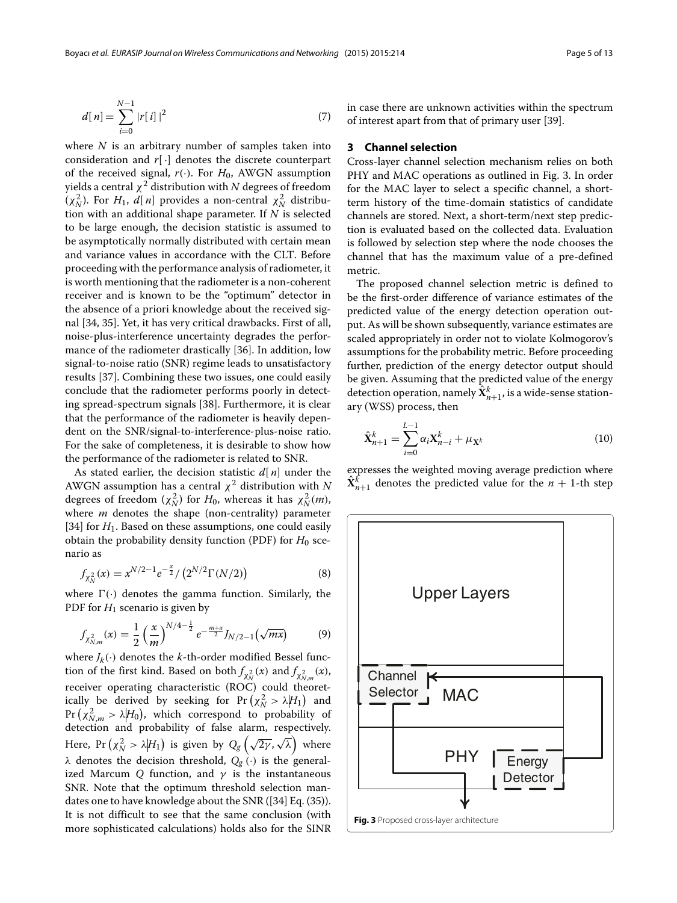$$d[n] = \sum_{i=0}^{N-1} |r[i]|^2 \tag{7}$$

where $N$ is an arbitrary number of samples taken into consideration and $r[\cdot]$ denotes the discrete counterpart of the received signal, $r(\cdot)$. For $H_0$, AWGN assumption yields a central $\chi^2$ distribution with $N$ degrees of freedom ($\chi^2_N$). For $H_1$, $d[n]$ provides a non-central $\chi^2_N$ distribution with an additional shape parameter. If $N$ is selected to be large enough, the decision statistic is assumed to be asymptotically normally distributed with certain mean and variance values in accordance with the CLT. Before proceeding with the performance analysis of radiometer, it is worth mentioning that the radiometer is a non-coherent receiver and is known to be the "optimum" detector in the absence of a priori knowledge about the received signal [34, 35]. Yet, it has very critical drawbacks. First of all, noise-plus-interference uncertainty degrades the performance of the radiometer drastically [36]. In addition, low signal-to-noise ratio (SNR) regime leads to unsatisfactory results [37]. Combining these two issues, one could easily conclude that the radiometer performs poorly in detecting spread-spectrum signals [38]. Furthermore, it is clear that the performance of the radiometer is heavily dependent on the SNR/signal-to-interference-plus-noise ratio. For the sake of completeness, it is desirable to show how the performance of the radiometer is related to SNR.

As stated earlier, the decision statistic $d[n]$ under the AWGN assumption has a central $\chi^2$ distribution with $N$ degrees of freedom ($\chi^2_N$) for $H_0$, whereas it has $\chi^2_N(m)$, where $m$ denotes the shape (non-centrality) parameter [34] for $H_1$. Based on these assumptions, one could easily obtain the probability density function (PDF) for $H_0$ scenario as

$$f_{\chi^2_N}(x) = x^{N/2-1} e^{-\frac{x}{2}} / \left(2^{N/2}\Gamma(N/2)\right) \tag{8}$$

where $\Gamma(\cdot)$ denotes the gamma function. Similarly, the PDF for $H_1$ scenario is given by

$$f_{\chi^2_{N,m}}(x) = \frac{1}{2}\left(\frac{x}{m}\right)^{N/4-\frac{1}{2}} e^{-\frac{m+x}{2}} J_{N/2-1}\left(\sqrt{mx}\right) \tag{9}$$

where $J_k(\cdot)$ denotes the $k$-th-order modified Bessel function of the first kind. Based on both $f_{\chi^2_N}(x)$ and $f_{\chi^2_{N,m}}(x)$, receiver operating characteristic (ROC) could theoretically be derived by seeking for $\Pr\left(\chi^2_N > \lambda | H_1\right)$ and $\Pr\left(\chi^2_{N,m} > \lambda | H_0\right)$, which correspond to probability of detection and probability of false alarm, respectively. Here, $\Pr\left(\chi^2_N > \lambda | H_1\right)$ is given by $Q_g\left(\sqrt{2\gamma}, \sqrt{\lambda}\right)$ where $\lambda$ denotes the decision threshold, $Q_g(\cdot)$ is the generalized Marcum $Q$ function, and $\gamma$ is the instantaneous SNR. Note that the optimum threshold selection mandates one to have knowledge about the SNR ([34] Eq. (35)). It is not difficult to see that the same conclusion (with more sophisticated calculations) holds also for the SINR in case there are unknown activities within the spectrum of interest apart from that of primary user [39].

## 3 Channel selection

Cross-layer channel selection mechanism relies on both PHY and MAC operations as outlined in Fig. 3. In order for the MAC layer to select a specific channel, a short-term history of the time-domain statistics of candidate channels are stored. Next, a short-term/next step prediction is evaluated based on the collected data. Evaluation is followed by selection step where the node chooses the channel that has the maximum value of a pre-defined metric.

The proposed channel selection metric is defined to be the first-order difference of variance estimates of the predicted value of the energy detection operation output. As will be shown subsequently, variance estimates are scaled appropriately in order not to violate Kolmogorov's assumptions for the probability metric. Before proceeding further, prediction of the energy detector output should be given. Assuming that the predicted value of the energy detection operation, namely $\hat{\mathbf{X}}^k_{n+1}$, is a wide-sense stationary (WSS) process, then

$$\hat{\mathbf{X}}^k_{n+1} = \sum_{i=0}^{L-1} \alpha_i \mathbf{X}^k_{n-i} + \mu_{\mathbf{X}^k} \tag{10}$$

expresses the weighted moving average prediction where $\hat{\mathbf{X}}^k_{n+1}$ denotes the predicted value for the $n+1$-th step

Upper Layers

Channel Selector | MAC

PHY | Energy Detector

**Fig. 3** Proposed cross-layer architecture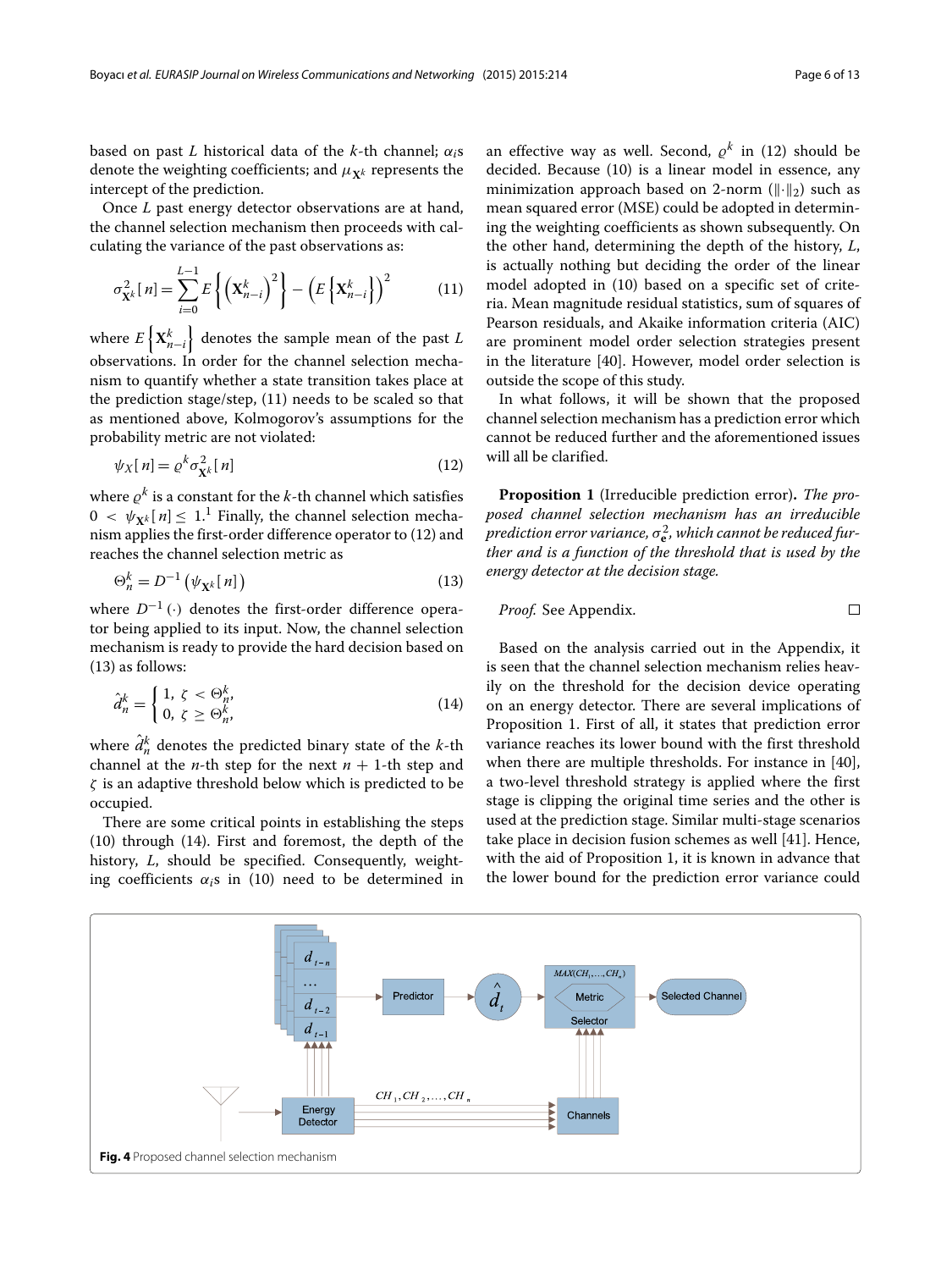based on past $L$ historical data of the $k$-th channel; $\alpha_i$s denote the weighting coefficients; and $\mu_{\mathbf{X}^k}$ represents the intercept of the prediction.

Once $L$ past energy detector observations are at hand, the channel selection mechanism then proceeds with calculating the variance of the past observations as:

$$\sigma^2_{\mathbf{X}^k}[n] = \sum_{i=0}^{L-1} E\left\{\left(\mathbf{X}^k_{n-i}\right)^2\right\} - \left(E\left\{\mathbf{X}^k_{n-i}\right\}\right)^2 \tag{11}$$

where $E\left\{\mathbf{X}^k_{n-i}\right\}$ denotes the sample mean of the past $L$ observations. In order for the channel selection mechanism to quantify whether a state transition takes place at the prediction stage/step, (11) needs to be scaled so that as mentioned above, Kolmogorov's assumptions for the probability metric are not violated:

$$\psi_X[n] = \varrho^k \sigma^2_{\mathbf{X}^k}[n] \tag{12}$$

where $\varrho^k$ is a constant for the $k$-th channel which satisfies $0 < \psi_{\mathbf{X}^k}[n] \leq 1$.[1] Finally, the channel selection mechanism applies the first-order difference operator to (12) and reaches the channel selection metric as

$$\Theta^k_n = D^{-1}\left(\psi_{\mathbf{X}^k}[n]\right) \tag{13}$$

where $D^{-1}(\cdot)$ denotes the first-order difference operator being applied to its input. Now, the channel selection mechanism is ready to provide the hard decision based on (13) as follows:

$$\hat{d}^k_n = \begin{cases} 1, & \zeta < \Theta^k_n, \\ 0, & \zeta \geq \Theta^k_n, \end{cases} \tag{14}$$

where $\hat{d}^k_n$ denotes the predicted binary state of the $k$-th channel at the $n$-th step for the next $n+1$-th step and $\zeta$ is an adaptive threshold below which is predicted to be occupied.

There are some critical points in establishing the steps (10) through (14). First and foremost, the depth of the history, $L$, should be specified. Consequently, weighting coefficients $\alpha_i$s in (10) need to be determined in an effective way as well. Second, $\varrho^k$ in (12) should be decided. Because (10) is a linear model in essence, any minimization approach based on 2-norm ($\|\cdot\|_2$) such as mean squared error (MSE) could be adopted in determining the weighting coefficients as shown subsequently. On the other hand, determining the depth of the history, $L$, is actually nothing but deciding the order of the linear model adopted in (10) based on a specific set of criteria. Mean magnitude residual statistics, sum of squares of Pearson residuals, and Akaike information criteria (AIC) are prominent model order selection strategies present in the literature [40]. However, model order selection is outside the scope of this study.

In what follows, it will be shown that the proposed channel selection mechanism has a prediction error which cannot be reduced further and the aforementioned issues will all be clarified.

**Proposition 1** (Irreducible prediction error). *The proposed channel selection mechanism has an irreducible prediction error variance, $\sigma^2_{\mathbf{e}}$, which cannot be reduced further and is a function of the threshold that is used by the energy detector at the decision stage.*

*Proof.* See Appendix. □

Based on the analysis carried out in the Appendix, it is seen that the channel selection mechanism relies heavily on the threshold for the decision device operating on an energy detector. There are several implications of Proposition 1. First of all, it states that prediction error variance reaches its lower bound with the first threshold when there are multiple thresholds. For instance in [40], a two-level threshold strategy is applied where the first stage is clipping the original time series and the other is used at the prediction stage. Similar multi-stage scenarios take place in decision fusion schemes as well [41]. Hence, with the aid of Proposition 1, it is known in advance that the lower bound for the prediction error variance could

**Fig. 4** Proposed channel selection mechanism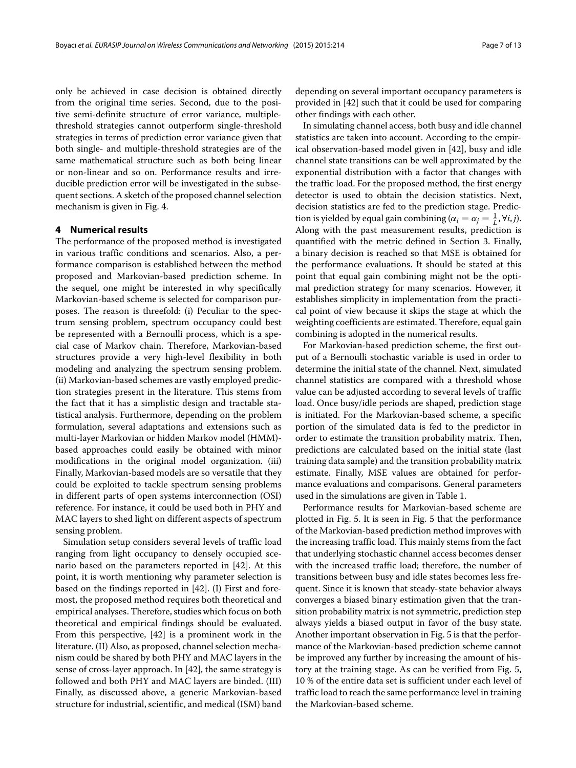only be achieved in case decision is obtained directly from the original time series. Second, due to the positive semi-definite structure of error variance, multiple-threshold strategies cannot outperform single-threshold strategies in terms of prediction error variance given that both single- and multiple-threshold strategies are of the same mathematical structure such as both being linear or non-linear and so on. Performance results and irreducible prediction error will be investigated in the subsequent sections. A sketch of the proposed channel selection mechanism is given in Fig. 4.

## 4 Numerical results

The performance of the proposed method is investigated in various traffic conditions and scenarios. Also, a performance comparison is established between the method proposed and Markovian-based prediction scheme. In the sequel, one might be interested in why specifically Markovian-based scheme is selected for comparison purposes. The reason is threefold: (i) Peculiar to the spectrum sensing problem, spectrum occupancy could best be represented with a Bernoulli process, which is a special case of Markov chain. Therefore, Markovian-based structures provide a very high-level flexibility in both modeling and analyzing the spectrum sensing problem. (ii) Markovian-based schemes are vastly employed prediction strategies present in the literature. This stems from the fact that it has a simplistic design and tractable statistical analysis. Furthermore, depending on the problem formulation, several adaptations and extensions such as multi-layer Markovian or hidden Markov model (HMM)-based approaches could easily be obtained with minor modifications in the original model organization. (iii) Finally, Markovian-based models are so versatile that they could be exploited to tackle spectrum sensing problems in different parts of open systems interconnection (OSI) reference. For instance, it could be used both in PHY and MAC layers to shed light on different aspects of spectrum sensing problem.

Simulation setup considers several levels of traffic load ranging from light occupancy to densely occupied scenario based on the parameters reported in [42]. At this point, it is worth mentioning why parameter selection is based on the findings reported in [42]. (I) First and foremost, the proposed method requires both theoretical and empirical analyses. Therefore, studies which focus on both theoretical and empirical findings should be evaluated. From this perspective, [42] is a prominent work in the literature. (II) Also, as proposed, channel selection mechanism could be shared by both PHY and MAC layers in the sense of cross-layer approach. In [42], the same strategy is followed and both PHY and MAC layers are binded. (III) Finally, as discussed above, a generic Markovian-based structure for industrial, scientific, and medical (ISM) band depending on several important occupancy parameters is provided in [42] such that it could be used for comparing other findings with each other.

In simulating channel access, both busy and idle channel statistics are taken into account. According to the empirical observation-based model given in [42], busy and idle channel state transitions can be well approximated by the exponential distribution with a factor that changes with the traffic load. For the proposed method, the first energy detector is used to obtain the decision statistics. Next, decision statistics are fed to the prediction stage. Prediction is yielded by equal gain combining ($\alpha_i = \alpha_j = \frac{1}{L}, \forall i, j$). Along with the past measurement results, prediction is quantified with the metric defined in Section 3. Finally, a binary decision is reached so that MSE is obtained for the performance evaluations. It should be stated at this point that equal gain combining might not be the optimal prediction strategy for many scenarios. However, it establishes simplicity in implementation from the practical point of view because it skips the stage at which the weighting coefficients are estimated. Therefore, equal gain combining is adopted in the numerical results.

For Markovian-based prediction scheme, the first output of a Bernoulli stochastic variable is used in order to determine the initial state of the channel. Next, simulated channel statistics are compared with a threshold whose value can be adjusted according to several levels of traffic load. Once busy/idle periods are shaped, prediction stage is initiated. For the Markovian-based scheme, a specific portion of the simulated data is fed to the predictor in order to estimate the transition probability matrix. Then, predictions are calculated based on the initial state (last training data sample) and the transition probability matrix estimate. Finally, MSE values are obtained for performance evaluations and comparisons. General parameters used in the simulations are given in Table 1.

Performance results for Markovian-based scheme are plotted in Fig. 5. It is seen in Fig. 5 that the performance of the Markovian-based prediction method improves with the increasing traffic load. This mainly stems from the fact that underlying stochastic channel access becomes denser with the increased traffic load; therefore, the number of transitions between busy and idle states becomes less frequent. Since it is known that steady-state behavior always converges a biased binary estimation given that the transition probability matrix is not symmetric, prediction step always yields a biased output in favor of the busy state. Another important observation in Fig. 5 is that the performance of the Markovian-based prediction scheme cannot be improved any further by increasing the amount of history at the training stage. As can be verified from Fig. 5, 10 % of the entire data set is sufficient under each level of traffic load to reach the same performance level in training the Markovian-based scheme.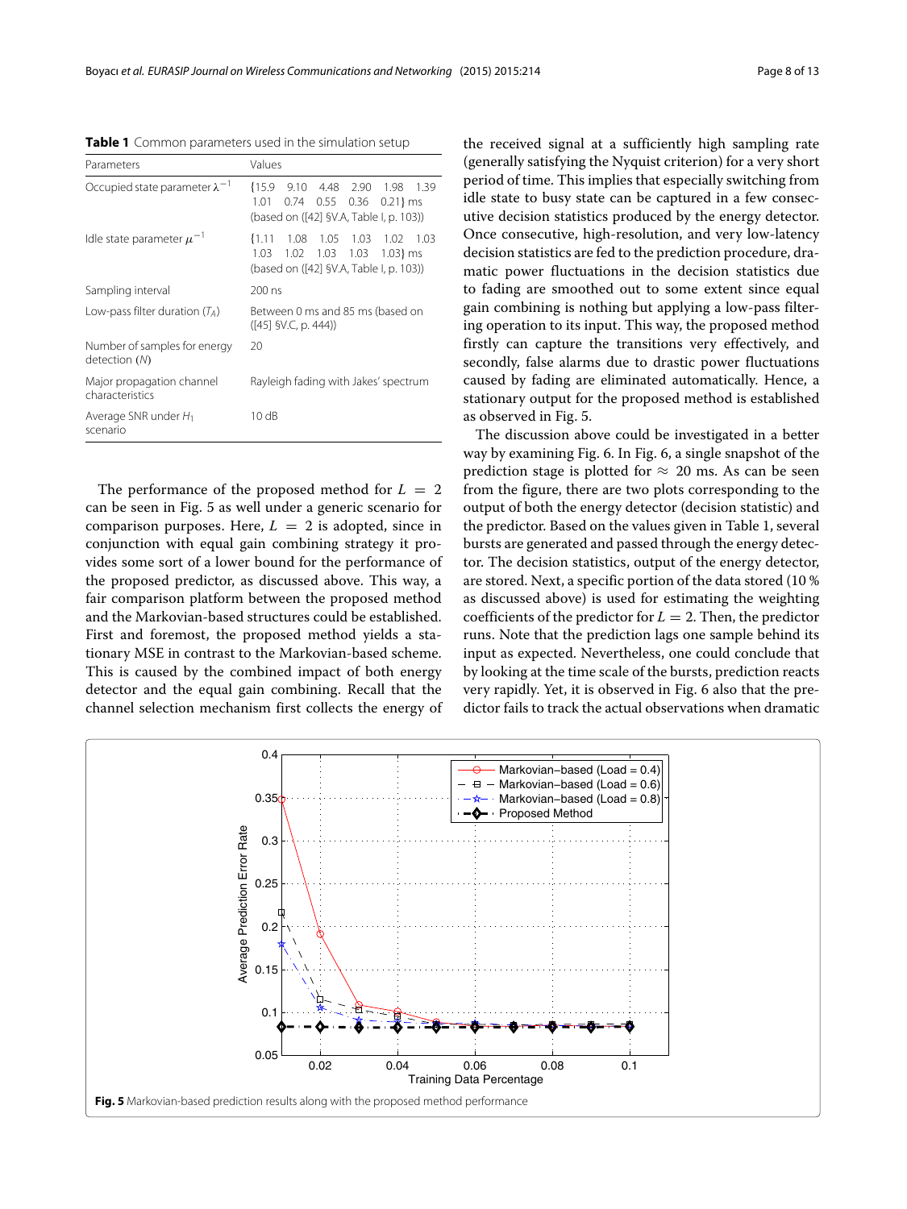**Table 1** Common parameters used in the simulation setup

| Parameters | Values |
|---|---|
| Occupied state parameter $\lambda^{-1}$ | {15.9 9.10 4.48 2.90 1.98 1.39 1.01 0.74 0.55 0.36 0.21} ms (based on ([42] §V.A, Table I, p. 103)) |
| Idle state parameter $\mu^{-1}$ | {1.11 1.08 1.05 1.03 1.02 1.03 1.03 1.02 1.03 1.03 1.03} ms (based on ([42] §V.A, Table I, p. 103)) |
| Sampling interval | 200 ns |
| Low-pass filter duration ($T_A$) | Between 0 ms and 85 ms (based on ([45] §V.C, p. 444)) |
| Number of samples for energy detection ($N$) | 20 |
| Major propagation channel characteristics | Rayleigh fading with Jakes' spectrum |
| Average SNR under $H_1$ scenario | 10 dB |

The performance of the proposed method for $L = 2$ can be seen in Fig. 5 as well under a generic scenario for comparison purposes. Here, $L = 2$ is adopted, since in conjunction with equal gain combining strategy it provides some sort of a lower bound for the performance of the proposed predictor, as discussed above. This way, a fair comparison platform between the proposed method and the Markovian-based structures could be established. First and foremost, the proposed method yields a stationary MSE in contrast to the Markovian-based scheme. This is caused by the combined impact of both energy detector and the equal gain combining. Recall that the channel selection mechanism first collects the energy of the received signal at a sufficiently high sampling rate (generally satisfying the Nyquist criterion) for a very short period of time. This implies that especially switching from idle state to busy state can be captured in a few consecutive decision statistics produced by the energy detector. Once consecutive, high-resolution, and very low-latency decision statistics are fed to the prediction procedure, dramatic power fluctuations in the decision statistics due to fading are smoothed out to some extent since equal gain combining is nothing but applying a low-pass filtering operation to its input. This way, the proposed method firstly can capture the transitions very effectively, and secondly, false alarms due to drastic power fluctuations caused by fading are eliminated automatically. Hence, a stationary output for the proposed method is established as observed in Fig. 5.

The discussion above could be investigated in a better way by examining Fig. 6. In Fig. 6, a single snapshot of the prediction stage is plotted for $\approx$ 20 ms. As can be seen from the figure, there are two plots corresponding to the output of both the energy detector (decision statistic) and the predictor. Based on the values given in Table 1, several bursts are generated and passed through the energy detector. The decision statistics, output of the energy detector, are stored. Next, a specific portion of the data stored (10 % as discussed above) is used for estimating the weighting coefficients of the predictor for $L = 2$. Then, the predictor runs. Note that the prediction lags one sample behind its input as expected. Nevertheless, one could conclude that by looking at the time scale of the bursts, prediction reacts very rapidly. Yet, it is observed in Fig. 6 also that the predictor fails to track the actual observations when dramatic

**Fig. 5** Markovian-based prediction results along with the proposed method performance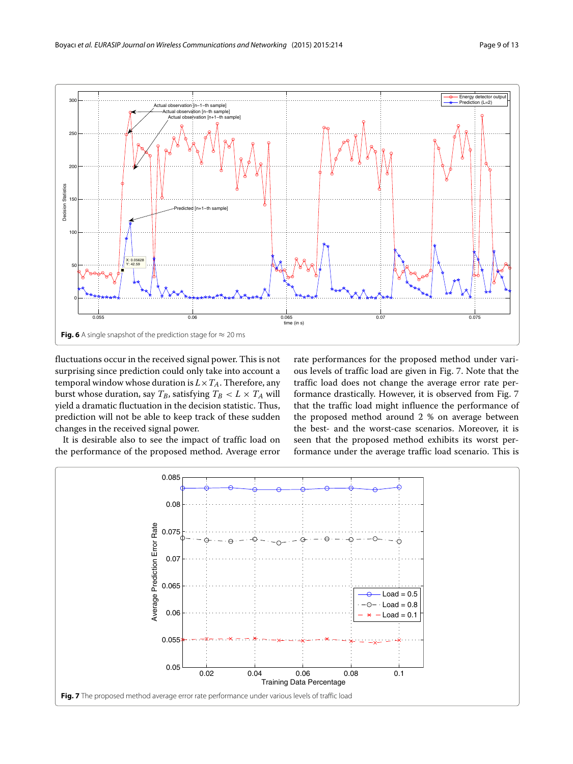**Fig. 6** A single snapshot of the prediction stage for ≈ 20 ms

fluctuations occur in the received signal power. This is not surprising since prediction could only take into account a temporal window whose duration is $L \times T_A$. Therefore, any burst whose duration, say $T_B$, satisfying $T_B < L \times T_A$ will yield a dramatic fluctuation in the decision statistic. Thus, prediction will not be able to keep track of these sudden changes in the received signal power.

It is desirable also to see the impact of traffic load on the performance of the proposed method. Average error rate performances for the proposed method under various levels of traffic load are given in Fig. 7. Note that the traffic load does not change the average error rate performance drastically. However, it is observed from Fig. 7 that the traffic load might influence the performance of the proposed method around 2 % on average between the best- and the worst-case scenarios. Moreover, it is seen that the proposed method exhibits its worst performance under the average traffic load scenario. This is

**Fig. 7** The proposed method average error rate performance under various levels of traffic load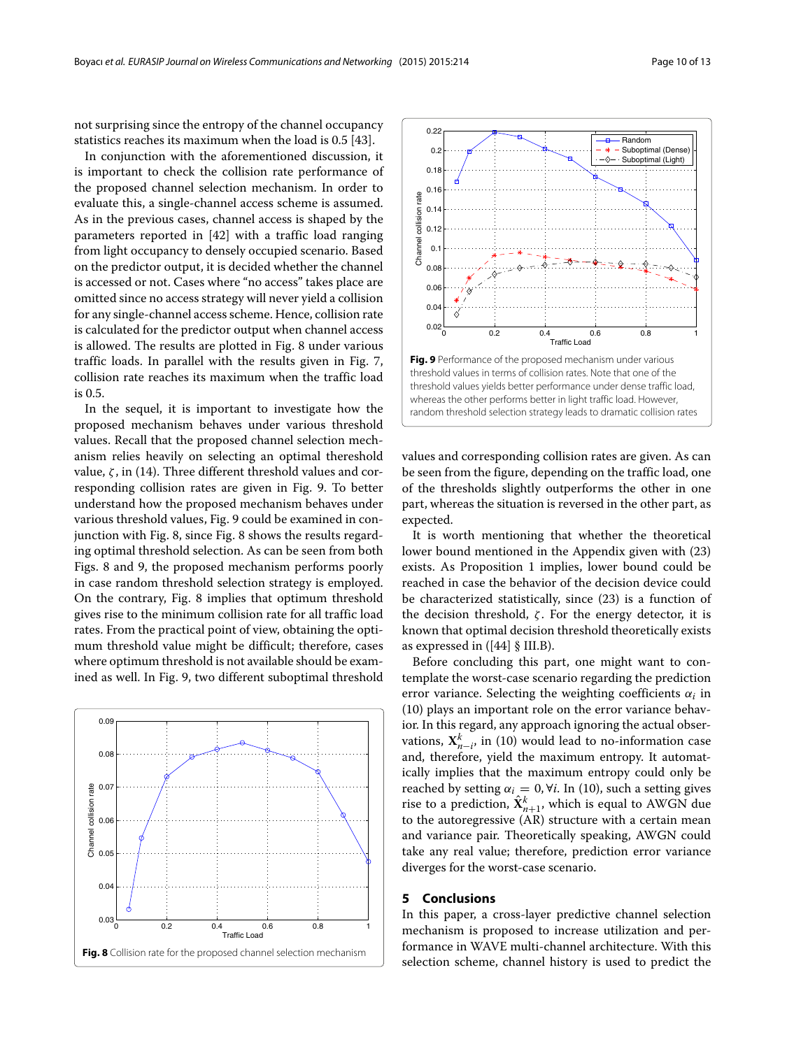not surprising since the entropy of the channel occupancy statistics reaches its maximum when the load is 0.5 [43].

In conjunction with the aforementioned discussion, it is important to check the collision rate performance of the proposed channel selection mechanism. In order to evaluate this, a single-channel access scheme is assumed. As in the previous cases, channel access is shaped by the parameters reported in [42] with a traffic load ranging from light occupancy to densely occupied scenario. Based on the predictor output, it is decided whether the channel is accessed or not. Cases where "no access" takes place are omitted since no access strategy will never yield a collision for any single-channel access scheme. Hence, collision rate is calculated for the predictor output when channel access is allowed. The results are plotted in Fig. 8 under various traffic loads. In parallel with the results given in Fig. 7, collision rate reaches its maximum when the traffic load is 0.5.

In the sequel, it is important to investigate how the proposed mechanism behaves under various threshold values. Recall that the proposed channel selection mechanism relies heavily on selecting an optimal threshold value, $\zeta$, in (14). Three different threshold values and corresponding collision rates are given in Fig. 9. To better understand how the proposed mechanism behaves under various threshold values, Fig. 9 could be examined in conjunction with Fig. 8, since Fig. 8 shows the results regarding optimal threshold selection. As can be seen from both Figs. 8 and 9, the proposed mechanism performs poorly in case random threshold selection strategy is employed. On the contrary, Fig. 8 implies that optimum threshold gives rise to the minimum collision rate for all traffic load rates. From the practical point of view, obtaining the optimum threshold value might be difficult; therefore, cases where optimum threshold is not available should be examined as well. In Fig. 9, two different suboptimal threshold values and corresponding collision rates are given. As can be seen from the figure, depending on the traffic load, one of the thresholds slightly outperforms the other in one part, whereas the situation is reversed in the other part, as expected.

**Fig. 8** Collision rate for the proposed channel selection mechanism

**Fig. 9** Performance of the proposed mechanism under various threshold values in terms of collision rates. Note that one of the threshold values yields better performance under dense traffic load, whereas the other performs better in light traffic load. However, random threshold selection strategy leads to dramatic collision rates

It is worth mentioning that whether the theoretical lower bound mentioned in the Appendix given with (23) exists. As Proposition 1 implies, lower bound could be reached in case the behavior of the decision device could be characterized statistically, since (23) is a function of the decision threshold, $\zeta$. For the energy detector, it is known that optimal decision threshold theoretically exists as expressed in ([44] § III.B).

Before concluding this part, one might want to contemplate the worst-case scenario regarding the prediction error variance. Selecting the weighting coefficients $\alpha_i$ in (10) plays an important role on the error variance behavior. In this regard, any approach ignoring the actual observations, $\mathbf{X}^k_{n-i}$, in (10) would lead to no-information case and, therefore, yield the maximum entropy. It automatically implies that the maximum entropy could only be reached by setting $\alpha_i = 0, \forall i$. In (10), such a setting gives rise to a prediction, $\hat{\mathbf{X}}^k_{n+1}$, which is equal to AWGN due to the autoregressive (AR) structure with a certain mean and variance pair. Theoretically speaking, AWGN could take any real value; therefore, prediction error variance diverges for the worst-case scenario.

## 5 Conclusions

In this paper, a cross-layer predictive channel selection mechanism is proposed to increase utilization and performance in WAVE multi-channel architecture. With this selection scheme, channel history is used to predict the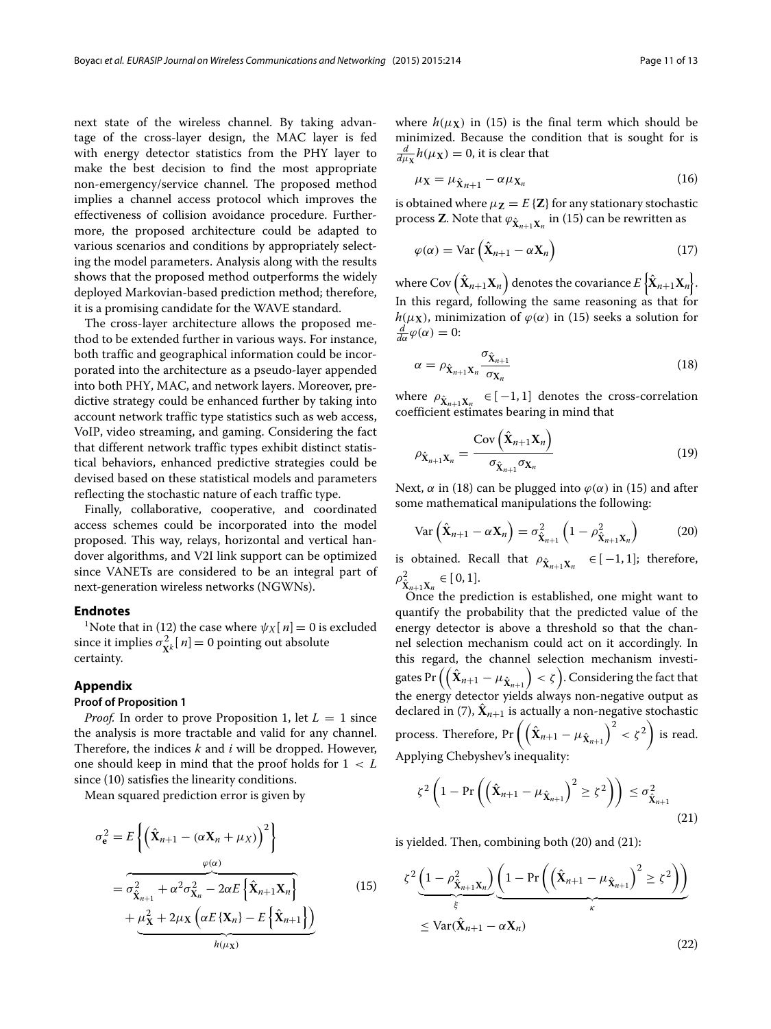next state of the wireless channel. By taking advantage of the cross-layer design, the MAC layer is fed with energy detector statistics from the PHY layer to make the best decision to find the most appropriate non-emergency/service channel. The proposed method implies a channel access protocol which improves the effectiveness of collision avoidance procedure. Furthermore, the proposed architecture could be adapted to various scenarios and conditions by appropriately selecting the model parameters. Analysis along with the results shows that the proposed method outperforms the widely deployed Markovian-based prediction method; therefore, it is a promising candidate for the WAVE standard.

The cross-layer architecture allows the proposed method to be extended further in various ways. For instance, both traffic and geographical information could be incorporated into the architecture as a pseudo-layer appended into both PHY, MAC, and network layers. Moreover, predictive strategy could be enhanced further by taking into account network traffic type statistics such as web access, VoIP, video streaming, and gaming. Considering the fact that different network traffic types exhibit distinct statistical behaviors, enhanced predictive strategies could be devised based on these statistical models and parameters reflecting the stochastic nature of each traffic type.

Finally, collaborative, cooperative, and coordinated access schemes could be incorporated into the model proposed. This way, relays, horizontal and vertical handover algorithms, and V2I link support can be optimized since VANETs are considered to be an integral part of next-generation wireless networks (NGWNs).

## Endnotes

[1]Note that in (12) the case where $\psi_X[n] = 0$ is excluded since it implies $\sigma^2_{\mathbf{X}^k}[n] = 0$ pointing out absolute certainty.

## Appendix

### Proof of Proposition 1

*Proof.* In order to prove Proposition 1, let $L = 1$ since the analysis is more tractable and valid for any channel. Therefore, the indices $k$ and $i$ will be dropped. However, one should keep in mind that the proof holds for $1 < L$ since (10) satisfies the linearity conditions.

Mean squared prediction error is given by

$$
\begin{aligned}
\sigma^2_{\mathbf{e}} &= E\left\{\left(\hat{\mathbf{X}}_{n+1} - (\alpha \mathbf{X}_n + \mu_X)\right)^2\right\} \\
&= \overbrace{\sigma^2_{\hat{\mathbf{X}}_{n+1}} + \alpha^2 \sigma^2_{\mathbf{X}_n} - 2\alpha E\left\{\hat{\mathbf{X}}_{n+1}\mathbf{X}_n\right\}}^{\varphi(\alpha)} \\
&\quad + \underbrace{\mu^2_{\mathbf{X}} + 2\mu_{\mathbf{X}}\left(\alpha E\{\mathbf{X}_n\} - E\left\{\hat{\mathbf{X}}_{n+1}\right\}\right)}_{h(\mu_{\mathbf{X}})}
\end{aligned}
\tag{15}
$$

where $h(\mu_{\mathbf{X}})$ in (15) is the final term which should be minimized. Because the condition that is sought for is $\frac{d}{d\mu_{\mathbf{X}}} h(\mu_{\mathbf{X}}) = 0$, it is clear that

$$
\mu_{\mathbf{X}} = \mu_{\hat{\mathbf{X}}_{n+1}} - \alpha \mu_{\mathbf{X}_n} \tag{16}
$$

is obtained where $\mu_{\mathbf{Z}} = E\{\mathbf{Z}\}$ for any stationary stochastic process $\mathbf{Z}$. Note that $\varphi_{\hat{\mathbf{X}}_{n+1}\mathbf{X}_n}$ in (15) can be rewritten as

$$
\varphi(\alpha) = \mathrm{Var}\left(\hat{\mathbf{X}}_{n+1} - \alpha \mathbf{X}_n\right) \tag{17}
$$

where $\mathrm{Cov}\left(\hat{\mathbf{X}}_{n+1}\mathbf{X}_n\right)$ denotes the covariance $E\left\{\hat{\mathbf{X}}_{n+1}\mathbf{X}_n\right\}$. In this regard, following the same reasoning as that for $h(\mu_{\mathbf{X}})$, minimization of $\varphi(\alpha)$ in (15) seeks a solution for $\frac{d}{d\alpha}\varphi(\alpha) = 0$:

$$
\alpha = \rho_{\hat{\mathbf{X}}_{n+1}\mathbf{X}_n} \frac{\sigma_{\hat{\mathbf{X}}_{n+1}}}{\sigma_{\mathbf{X}_n}} \tag{18}
$$

where $\rho_{\hat{\mathbf{X}}_{n+1}\mathbf{X}_n} \in [-1, 1]$ denotes the cross-correlation coefficient estimates bearing in mind that

$$
\rho_{\hat{\mathbf{X}}_{n+1}\mathbf{X}_n} = \frac{\mathrm{Cov}\left(\hat{\mathbf{X}}_{n+1}\mathbf{X}_n\right)}{\sigma_{\hat{\mathbf{X}}_{n+1}}\sigma_{\mathbf{X}_n}} \tag{19}
$$

Next, $\alpha$ in (18) can be plugged into $\varphi(\alpha)$ in (15) and after some mathematical manipulations the following:

$$
\mathrm{Var}\left(\hat{\mathbf{X}}_{n+1} - \alpha \mathbf{X}_n\right) = \sigma^2_{\hat{\mathbf{X}}_{n+1}}\left(1 - \rho^2_{\hat{\mathbf{X}}_{n+1}\mathbf{X}_n}\right) \tag{20}
$$

is obtained. Recall that $\rho_{\hat{\mathbf{X}}_{n+1}\mathbf{X}_n} \in [-1, 1]$; therefore, $\rho^2_{\hat{\mathbf{X}}_{n+1}\mathbf{X}_n} \in [0, 1]$.

Once the prediction is established, one might want to quantify the probability that the predicted value of the energy detector is above a threshold so that the channel selection mechanism could act on it accordingly. In this regard, the channel selection mechanism investigates $\Pr\left(\left(\hat{\mathbf{X}}_{n+1} - \mu_{\hat{\mathbf{X}}_{n+1}}\right) < \zeta\right)$. Considering the fact that the energy detector yields always non-negative output as declared in (7), $\hat{\mathbf{X}}_{n+1}$ is actually a non-negative stochastic process. Therefore, $\Pr\left(\left(\hat{\mathbf{X}}_{n+1} - \mu_{\hat{\mathbf{X}}_{n+1}}\right)^2 < \zeta^2\right)$ is read. Applying Chebyshev's inequality:

$$
\zeta^2\left(1 - \Pr\left(\left(\hat{\mathbf{X}}_{n+1} - \mu_{\hat{\mathbf{X}}_{n+1}}\right)^2 \geq \zeta^2\right)\right) \leq \sigma^2_{\hat{\mathbf{X}}_{n+1}} \tag{21}
$$

is yielded. Then, combining both (20) and (21):

$$
\begin{aligned}
&\zeta^2 \underbrace{\left(1 - \rho^2_{\hat{\mathbf{X}}_{n+1}\mathbf{X}_n}\right)}_{\xi} \underbrace{\left(1 - \Pr\left(\left(\hat{\mathbf{X}}_{n+1} - \mu_{\hat{\mathbf{X}}_{n+1}}\right)^2 \geq \zeta^2\right)\right)}_{\kappa} \\
&\leq \mathrm{Var}(\hat{\mathbf{X}}_{n+1} - \alpha \mathbf{X}_n)
\end{aligned}
\tag{22}
$$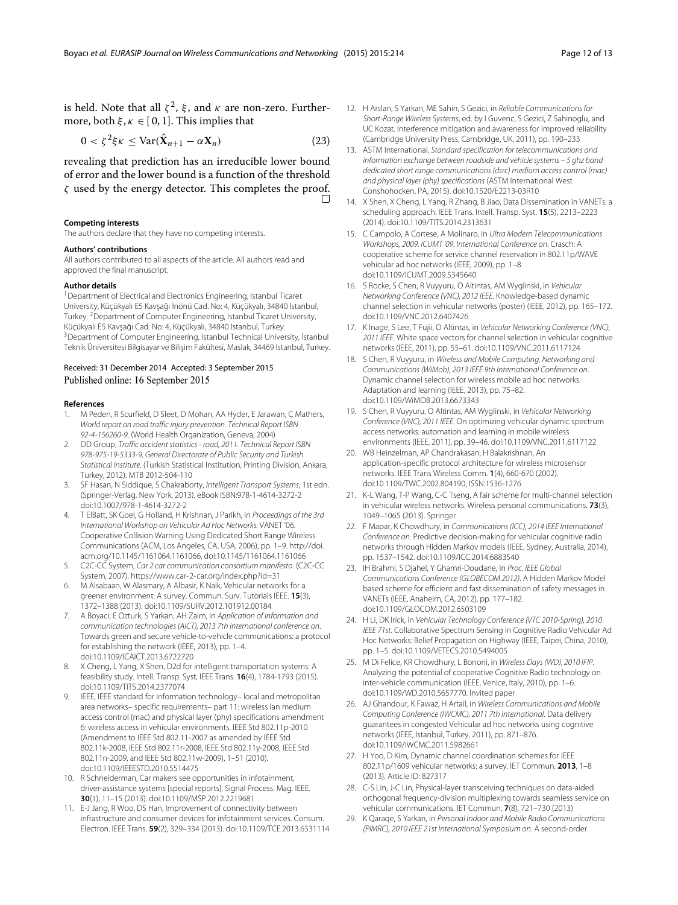is held. Note that all $\zeta^2$, $\xi$, and $\kappa$ are non-zero. Furthermore, both $\xi, \kappa \in [0, 1]$. This implies that

$$0 < \zeta^2 \xi \kappa \leq \mathrm{Var}(\hat{\mathbf{X}}_{n+1} - \alpha \mathbf{X}_n) \tag{23}$$

revealing that prediction has an irreducible lower bound of error and the lower bound is a function of the threshold $\zeta$ used by the energy detector. This completes the proof. □

#### Competing interests
The authors declare that they have no competing interests.

#### Authors' contributions
All authors contributed to all aspects of the article. All authors read and approved the final manuscript.

#### Author details
[1]Department of Electrical and Electronics Engineering, Istanbul Ticaret University, Küçükyalı E5 Kavşağı İnönü Cad. No: 4, Küçükyalı, 34840 Istanbul, Turkey. [2]Department of Computer Engineering, Istanbul Ticaret University, Küçükyalı E5 Kavşağı Cad. No: 4, Küçükyalı, 34840 Istanbul, Turkey. [3]Department of Computer Engineering, Istanbul Technical University, İstanbul Teknik Üniversitesi Bilgisayar ve Bilişim Fakültesi, Maslak, 34469 Istanbul, Turkey.

Received: 31 December 2014 Accepted: 3 September 2015
Published online: 16 September 2015

#### References
1. M Peden, R Scurfield, D Sleet, D Mohan, AA Hyder, E Jarawan, C Mathers, *World report on road traffic injury prevention. Technical Report ISBN 92-4-156260-9*. (World Health Organization, Geneva, 2004)
2. DD Group, *Traffic accident statistics - road, 2011. Technical Report ISBN 978-975-19-5333-9, General Directorate of Public Security and Turkish Statistical Institute*. (Turkish Statistical Institution, Printing Division, Ankara, Turkey, 2012). MTB 2012-504-110
3. SF Hasan, N Siddique, S Chakraborty, *Intelligent Transport Systems*, 1st edn. (Springer-Verlag, New York, 2013). eBook ISBN:978-1-4614-3272-2 doi:10.1007/978-1-4614-3272-2
4. T ElBatt, SK Goel, G Holland, H Krishnan, J Parikh, in *Proceedings of the 3rd International Workshop on Vehicular Ad Hoc Networks*. VANET '06. Cooperative Collision Warning Using Dedicated Short Range Wireless Communications (ACM, Los Angeles, CA, USA, 2006), pp. 1–9. http://doi.acm.org/10.1145/1161064.1161066, doi:10.1145/1161064.1161066
5. C2C-CC System, *Car 2 car communication consortium manifesto*. (C2C-CC System, 2007). https://www.car-2-car.org/index.php?id=31
6. M Alsabaan, W Alasmary, A Albasir, K Naik, Vehicular networks for a greener environment: A survey. Commun. Surv. Tutorials IEEE. **15**(3), 1372–1388 (2013). doi:10.1109/SURV.2012.101912.00184
7. A Boyaci, E Ozturk, S Yarkan, AH Zaim, in *Application of information and communication technologies (AICT), 2013 7th international conference on*. Towards green and secure vehicle-to-vehicle communications: a protocol for establishing the network (IEEE, 2013), pp. 1–4. doi:10.1109/ICAICT.2013.6722720
8. X Cheng, L Yang, X Shen, D2d for intelligent transportation systems: A feasibility study. Intell. Transp. Syst, IEEE Trans. **16**(4), 1784-1793 (2015). doi:10.1109/TITS.2014.2377074
9. IEEE, IEEE standard for information technology– local and metropolitan area networks– specific requirements– part 11: wireless lan medium access control (mac) and physical layer (phy) specifications amendment 6: wireless access in vehicular environments. IEEE Std 802.11p-2010 (Amendment to IEEE Std 802.11-2007 as amended by IEEE Std 802.11k-2008, IEEE Std 802.11r-2008, IEEE Std 802.11y-2008, IEEE Std 802.11n-2009, and IEEE Std 802.11w-2009), 1–51 (2010). doi:10.1109/IEEESTD.2010.5514475
10. R Schneiderman, Car makers see opportunities in infotainment, driver-assistance systems [special reports]. Signal Process. Mag. IEEE. **30**(1), 11–15 (2013). doi:10.1109/MSP.2012.2219681
11. E-J Jang, R Woo, DS Han, Improvement of connectivity between infrastructure and consumer devices for infotainment services. Consum. Electron. IEEE Trans. **59**(2), 329–334 (2013). doi:10.1109/TCE.2013.6531114
12. H Arslan, S Yarkan, ME Sahin, S Gezici, in *Reliable Communications for Short-Range Wireless Systems*, ed. by I Guvenc, S Gezici, Z Sahinoglu, and UC Kozat. Interference mitigation and awareness for improved reliability (Cambridge University Press, Cambridge, UK, 2011), pp. 190–233
13. ASTM International, *Standard specification for telecommunications and information exchange between roadside and vehicle systems – 5 ghz band dedicated short range communications (dsrc) medium access control (mac) and physical layer (phy) specifications* (ASTM International West Conshohocken, PA, 2015). doi:10.1520/E2213-03R10
14. X Shen, X Cheng, L Yang, R Zhang, B Jiao, Data Dissemination in VANETs: a scheduling approach. IEEE Trans. Intell. Transp. Syst. **15**(5), 2213–2223 (2014). doi:10.1109/TITS.2014.2313631
15. C Campolo, A Cortese, A Molinaro, in *Ultra Modern Telecommunications Workshops, 2009. ICUMT '09. International Conference on*. Crasch: A cooperative scheme for service channel reservation in 802.11p/WAVE vehicular ad hoc networks (IEEE, 2009), pp. 1–8. doi:10.1109/ICUMT.2009.5345640
16. S Rocke, S Chen, R Vuyyuru, O Altintas, AM Wyglinski, in *Vehicular Networking Conference (VNC), 2012 IEEE*. Knowledge-based dynamic channel selection in vehicular networks (poster) (IEEE, 2012), pp. 165–172. doi:10.1109/VNC.2012.6407426
17. K Inage, S Lee, T Fujii, O Altintas, in *Vehicular Networking Conference (VNC), 2011 IEEE*. White space vectors for channel selection in vehicular cognitive networks (IEEE, 2011), pp. 55–61. doi:10.1109/VNC.2011.6117124
18. S Chen, R Vuyyuru, in *Wireless and Mobile Computing, Networking and Communications (WiMob), 2013 IEEE 9th International Conference on*. Dynamic channel selection for wireless mobile ad hoc networks: Adaptation and learning (IEEE, 2013), pp. 75–82. doi:10.1109/WiMOB.2013.6673343
19. S Chen, R Vuyyuru, O Altintas, AM Wyglinski, in *Vehicular Networking Conference (VNC), 2011 IEEE*. On optimizing vehicular dynamic spectrum access networks: automation and learning in mobile wireless environments (IEEE, 2011), pp. 39–46. doi:10.1109/VNC.2011.6117122
20. WB Heinzelman, AP Chandrakasan, H Balakrishnan, An application-specific protocol architecture for wireless microsensor networks. IEEE Trans Wireless Comm. **1**(4), 660-670 (2002). doi:10.1109/TWC.2002.804190, ISSN:1536-1276
21. K-L Wang, T-P Wang, C-C Tseng, A fair scheme for multi-channel selection in vehicular wireless networks. Wireless personal communications. **73**(3), 1049–1065 (2013). Springer
22. F Mapar, K Chowdhury, in *Communications (ICC), 2014 IEEE International Conference on*. Predictive decision-making for vehicular cognitive radio networks through Hidden Markov models (IEEE, Sydney, Australia, 2014), pp. 1537–1542. doi:10.1109/ICC.2014.6883540
23. IH Brahmi, S Djahel, Y Ghamri-Doudane, in *Proc. IEEE Global Communications Conference (GLOBECOM 2012)*. A Hidden Markov Model based scheme for efficient and fast dissemination of safety messages in VANETs (IEEE, Anaheim, CA, 2012), pp. 177–182. doi:10.1109/GLOCOM.2012.6503109
24. H Li, DK Irick, in *Vehicular Technology Conference (VTC 2010-Spring), 2010 IEEE 71st*. Collaborative Spectrum Sensing in Cognitive Radio Vehicular Ad Hoc Networks: Belief Propagation on Highway (IEEE, Taipei, China, 2010), pp. 1–5. doi:10.1109/VETECS.2010.5494005
25. M Di Felice, KR Chowdhury, L Bononi, in *Wireless Days (WD), 2010 IFIP*. Analyzing the potential of cooperative Cognitive Radio technology on inter-vehicle communication (IEEE, Venice, Italy, 2010), pp. 1–6. doi:10.1109/WD.2010.5657770. Invited paper
26. AJ Ghandour, K Fawaz, H Artail, in *Wireless Communications and Mobile Computing Conference (IWCMC), 2011 7th International*. Data delivery guarantees in congested Vehicular ad hoc networks using cognitive networks (IEEE, Istanbul, Turkey, 2011), pp. 871–876. doi:10.1109/IWCMC.2011.5982661
27. H Yoo, D Kim, Dynamic channel coordination schemes for IEEE 802.11p/1609 vehicular networks: a survey. IET Commun. **2013**, 1–8 (2013). Article ID: 827317
28. C-S Lin, J-C Lin, Physical-layer transceiving techniques on data-aided orthogonal frequency-division multiplexing towards seamless service on vehicular communications. IET Commun. **7**(8), 721–730 (2013)
29. K Qaraqe, S Yarkan, in *Personal Indoor and Mobile Radio Communications (PIMRC), 2010 IEEE 21st International Symposium on*. A second-order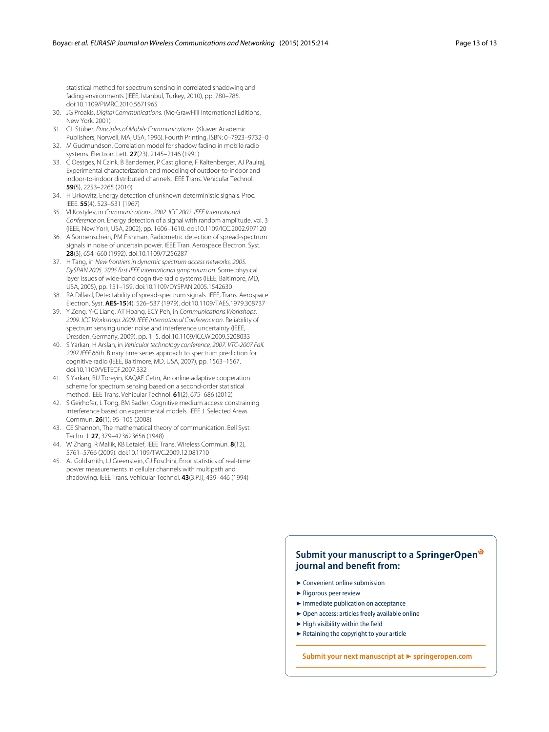statistical method for spectrum sensing in correlated shadowing and fading environments (IEEE, Istanbul, Turkey, 2010), pp. 780–785. doi:10.1109/PIMRC.2010.5671965

30. JG Proakis, *Digital Communications*. (Mc-GrawHill International Editions, New York, 2001)
31. GL Stüber, *Principles of Mobile Communications*. (Kluwer Academic Publishers, Norwell, MA, USA, 1996). Fourth Printing, ISBN: 0–7923–9732–0
32. M Gudmundson, Correlation model for shadow fading in mobile radio systems. Electron. Lett. **27**(23), 2145–2146 (1991)
33. C Oestges, N Czink, B Bandemer, P Castiglione, F Kaltenberger, AJ Paulraj, Experimental characterization and modeling of outdoor-to-indoor and indoor-to-indoor distributed channels. IEEE Trans. Vehicular Technol. **59**(5), 2253–2265 (2010)
34. H Urkowitz, Energy detection of unknown deterministic signals. Proc. IEEE. **55**(4), 523–531 (1967)
35. VI Kostylev, in *Communications, 2002. ICC 2002. IEEE International Conference on*. Energy detection of a signal with random amplitude, vol. 3 (IEEE, New York, USA, 2002), pp. 1606–1610. doi:10.1109/ICC.2002.997120
36. A Sonnenschein, PM Fishman, Radiometric detection of spread-spectrum signals in noise of uncertain power. IEEE Tran. Aerospace Electron. Syst. **28**(3), 654–660 (1992). doi:10.1109/7.256287
37. H Tang, in *New frontiers in dynamic spectrum access networks, 2005. DySPAN 2005. 2005 first IEEE international symposium on*. Some physical layer issues of wide-band cognitive radio systems (IEEE, Baltimore, MD, USA, 2005), pp. 151–159. doi:10.1109/DYSPAN.2005.1542630
38. RA Dillard, Detectability of spread-spectrum signals. IEEE, Trans. Aerospace Electron. Syst. **AES-15**(4), 526–537 (1979). doi:10.1109/TAES.1979.308737
39. Y Zeng, Y-C Liang, AT Hoang, ECY Peh, in *Communications Workshops, 2009. ICC Workshops 2009. IEEE International Conference on*. Reliability of spectrum sensing under noise and interference uncertainty (IEEE, Dresden, Germany, 2009), pp. 1–5. doi:10.1109/ICCW.2009.5208033
40. S Yarkan, H Arslan, in *Vehicular technology conference, 2007. VTC-2007 Fall. 2007 IEEE 66th*. Binary time series approach to spectrum prediction for cognitive radio (IEEE, Baltimore, MD, USA, 2007), pp. 1563–1567. doi:10.1109/VETECF.2007.332
41. S Yarkan, BU Toreyin, KAQAE Cetin, An online adaptive cooperation scheme for spectrum sensing based on a second-order statistical method. IEEE Trans. Vehicular Technol. **61**(2), 675–686 (2012)
42. S Geirhofer, L Tong, BM Sadler, Cognitive medium access: constraining interference based on experimental models. IEEE J. Selected Areas Commun. **26**(1), 95–105 (2008)
43. CE Shannon, The mathematical theory of communication. Bell Syst. Techn. J. **27**, 379–423623656 (1948)
44. W Zhang, R Mallik, KB Letaief, IEEE Trans. Wireless Commun. **8**(12), 5761–5766 (2009). doi:10.1109/TWC.2009.12.081710
45. AJ Goldsmith, LJ Greenstein, GJ Foschini, Error statistics of real-time power measurements in cellular channels with multipath and shadowing. IEEE Trans. Vehicular Technol. **43**(3.P.I), 439–446 (1994)

**Submit your manuscript to a SpringerOpen journal and benefit from:**

- ► Convenient online submission
- ► Rigorous peer review
- ► Immediate publication on acceptance
- ► Open access: articles freely available online
- ► High visibility within the field
- ► Retaining the copyright to your article

**Submit your next manuscript at ► springeropen.com**